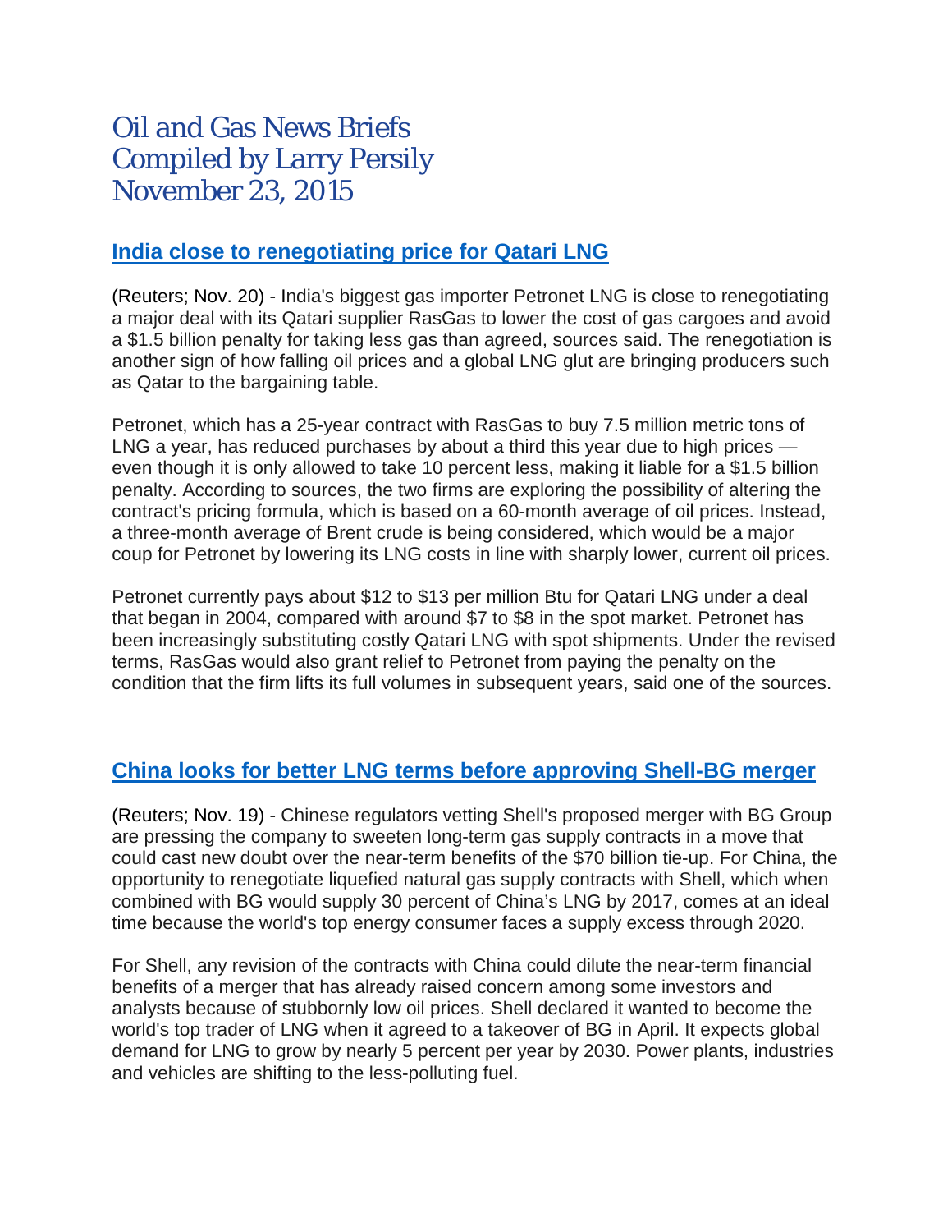# Oil and Gas News Briefs
# Compiled by Larry Persily
# November 23, 2015

## India close to renegotiating price for Qatari LNG

(Reuters; Nov. 20) - India's biggest gas importer Petronet LNG is close to renegotiating a major deal with its Qatari supplier RasGas to lower the cost of gas cargoes and avoid a $1.5 billion penalty for taking less gas than agreed, sources said. The renegotiation is another sign of how falling oil prices and a global LNG glut are bringing producers such as Qatar to the bargaining table.

Petronet, which has a 25-year contract with RasGas to buy 7.5 million metric tons of LNG a year, has reduced purchases by about a third this year due to high prices — even though it is only allowed to take 10 percent less, making it liable for a $1.5 billion penalty. According to sources, the two firms are exploring the possibility of altering the contract's pricing formula, which is based on a 60-month average of oil prices. Instead, a three-month average of Brent crude is being considered, which would be a major coup for Petronet by lowering its LNG costs in line with sharply lower, current oil prices.

Petronet currently pays about $12 to $13 per million Btu for Qatari LNG under a deal that began in 2004, compared with around $7 to $8 in the spot market. Petronet has been increasingly substituting costly Qatari LNG with spot shipments. Under the revised terms, RasGas would also grant relief to Petronet from paying the penalty on the condition that the firm lifts its full volumes in subsequent years, said one of the sources.

## China looks for better LNG terms before approving Shell-BG merger

(Reuters; Nov. 19) - Chinese regulators vetting Shell's proposed merger with BG Group are pressing the company to sweeten long-term gas supply contracts in a move that could cast new doubt over the near-term benefits of the $70 billion tie-up. For China, the opportunity to renegotiate liquefied natural gas supply contracts with Shell, which when combined with BG would supply 30 percent of China's LNG by 2017, comes at an ideal time because the world's top energy consumer faces a supply excess through 2020.

For Shell, any revision of the contracts with China could dilute the near-term financial benefits of a merger that has already raised concern among some investors and analysts because of stubbornly low oil prices. Shell declared it wanted to become the world's top trader of LNG when it agreed to a takeover of BG in April. It expects global demand for LNG to grow by nearly 5 percent per year by 2030. Power plants, industries and vehicles are shifting to the less-polluting fuel.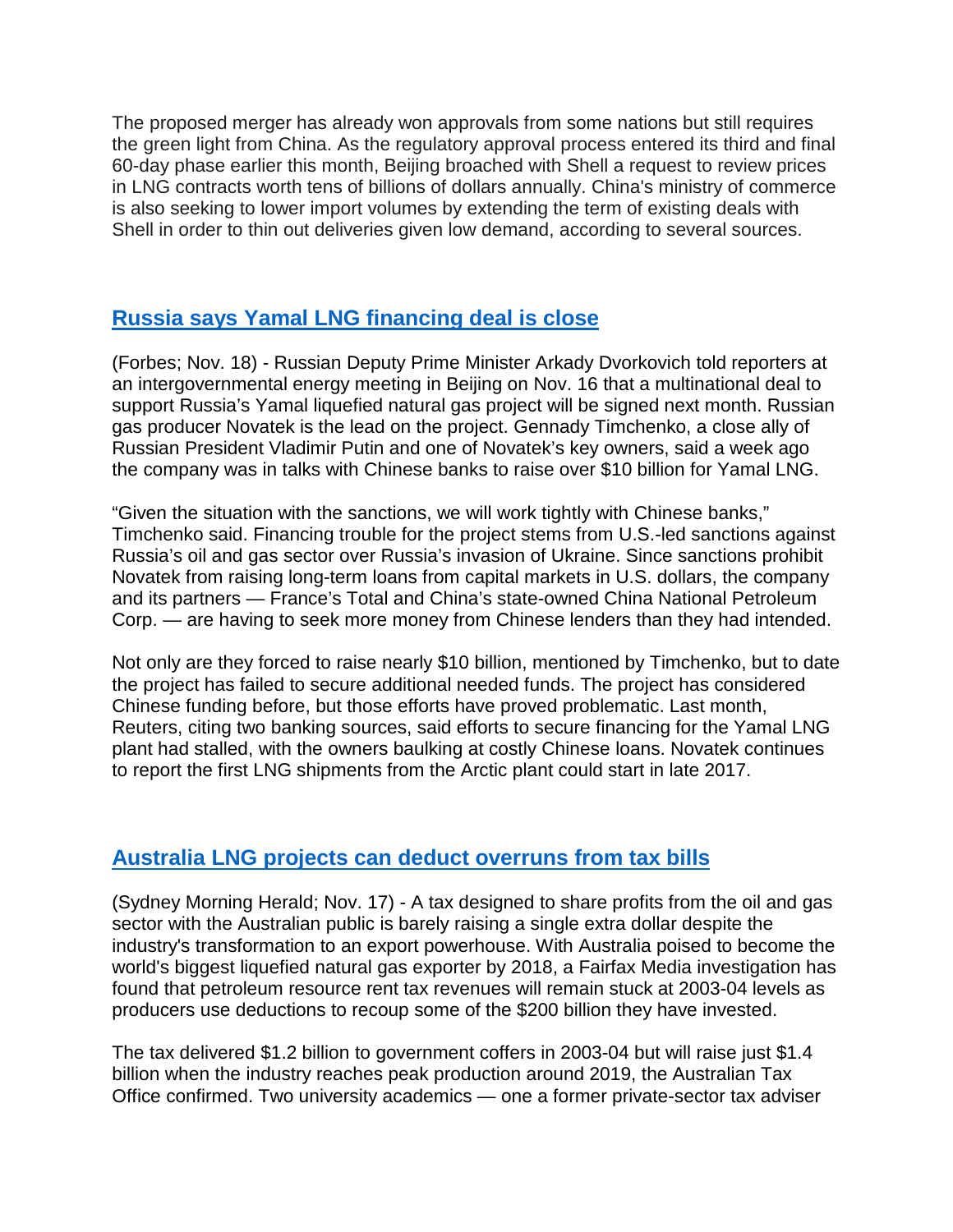The proposed merger has already won approvals from some nations but still requires the green light from China. As the regulatory approval process entered its third and final 60-day phase earlier this month, Beijing broached with Shell a request to review prices in LNG contracts worth tens of billions of dollars annually. China's ministry of commerce is also seeking to lower import volumes by extending the term of existing deals with Shell in order to thin out deliveries given low demand, according to several sources.

## Russia says Yamal LNG financing deal is close

(Forbes; Nov. 18) - Russian Deputy Prime Minister Arkady Dvorkovich told reporters at an intergovernmental energy meeting in Beijing on Nov. 16 that a multinational deal to support Russia's Yamal liquefied natural gas project will be signed next month. Russian gas producer Novatek is the lead on the project. Gennady Timchenko, a close ally of Russian President Vladimir Putin and one of Novatek's key owners, said a week ago the company was in talks with Chinese banks to raise over $10 billion for Yamal LNG.

"Given the situation with the sanctions, we will work tightly with Chinese banks," Timchenko said. Financing trouble for the project stems from U.S.-led sanctions against Russia's oil and gas sector over Russia's invasion of Ukraine. Since sanctions prohibit Novatek from raising long-term loans from capital markets in U.S. dollars, the company and its partners — France's Total and China's state-owned China National Petroleum Corp. — are having to seek more money from Chinese lenders than they had intended.

Not only are they forced to raise nearly $10 billion, mentioned by Timchenko, but to date the project has failed to secure additional needed funds. The project has considered Chinese funding before, but those efforts have proved problematic. Last month, Reuters, citing two banking sources, said efforts to secure financing for the Yamal LNG plant had stalled, with the owners baulking at costly Chinese loans. Novatek continues to report the first LNG shipments from the Arctic plant could start in late 2017.

## Australia LNG projects can deduct overruns from tax bills

(Sydney Morning Herald; Nov. 17) - A tax designed to share profits from the oil and gas sector with the Australian public is barely raising a single extra dollar despite the industry's transformation to an export powerhouse. With Australia poised to become the world's biggest liquefied natural gas exporter by 2018, a Fairfax Media investigation has found that petroleum resource rent tax revenues will remain stuck at 2003-04 levels as producers use deductions to recoup some of the $200 billion they have invested.

The tax delivered $1.2 billion to government coffers in 2003-04 but will raise just $1.4 billion when the industry reaches peak production around 2019, the Australian Tax Office confirmed. Two university academics — one a former private-sector tax adviser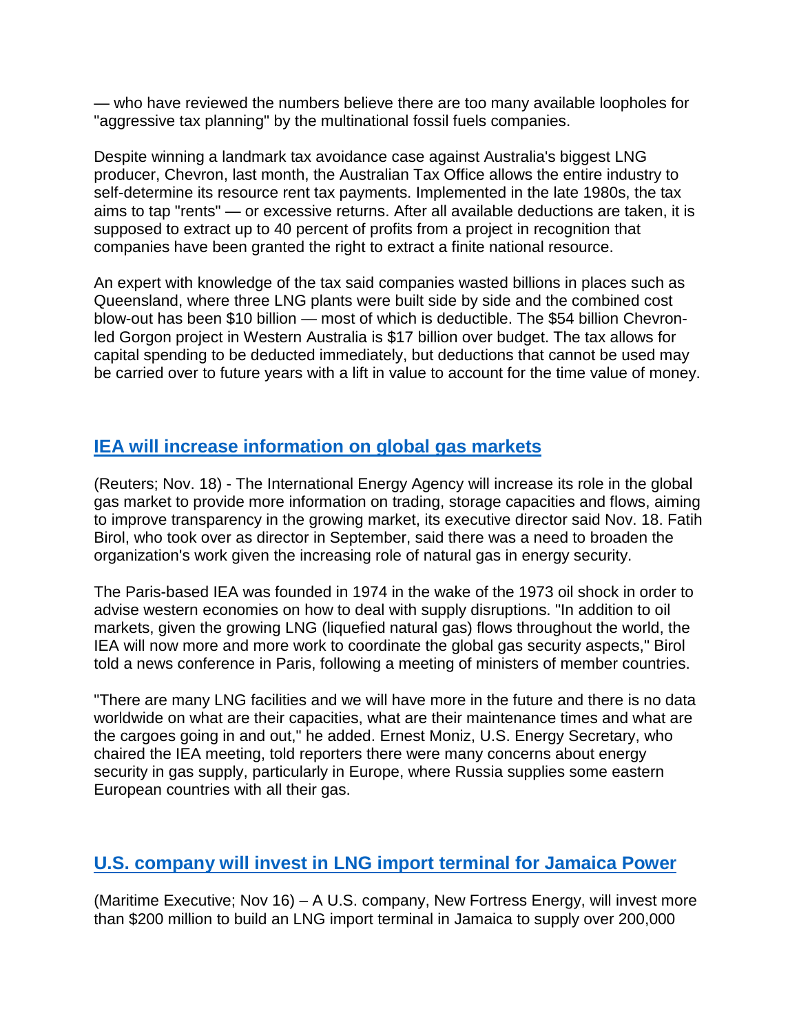— who have reviewed the numbers believe there are too many available loopholes for "aggressive tax planning" by the multinational fossil fuels companies.

Despite winning a landmark tax avoidance case against Australia's biggest LNG producer, Chevron, last month, the Australian Tax Office allows the entire industry to self-determine its resource rent tax payments. Implemented in the late 1980s, the tax aims to tap "rents" — or excessive returns. After all available deductions are taken, it is supposed to extract up to 40 percent of profits from a project in recognition that companies have been granted the right to extract a finite national resource.

An expert with knowledge of the tax said companies wasted billions in places such as Queensland, where three LNG plants were built side by side and the combined cost blow-out has been $10 billion — most of which is deductible. The $54 billion Chevron-led Gorgon project in Western Australia is $17 billion over budget. The tax allows for capital spending to be deducted immediately, but deductions that cannot be used may be carried over to future years with a lift in value to account for the time value of money.

## IEA will increase information on global gas markets

(Reuters; Nov. 18) - The International Energy Agency will increase its role in the global gas market to provide more information on trading, storage capacities and flows, aiming to improve transparency in the growing market, its executive director said Nov. 18. Fatih Birol, who took over as director in September, said there was a need to broaden the organization's work given the increasing role of natural gas in energy security.

The Paris-based IEA was founded in 1974 in the wake of the 1973 oil shock in order to advise western economies on how to deal with supply disruptions. "In addition to oil markets, given the growing LNG (liquefied natural gas) flows throughout the world, the IEA will now more and more work to coordinate the global gas security aspects," Birol told a news conference in Paris, following a meeting of ministers of member countries.

"There are many LNG facilities and we will have more in the future and there is no data worldwide on what are their capacities, what are their maintenance times and what are the cargoes going in and out," he added. Ernest Moniz, U.S. Energy Secretary, who chaired the IEA meeting, told reporters there were many concerns about energy security in gas supply, particularly in Europe, where Russia supplies some eastern European countries with all their gas.

## U.S. company will invest in LNG import terminal for Jamaica Power

(Maritime Executive; Nov 16) – A U.S. company, New Fortress Energy, will invest more than $200 million to build an LNG import terminal in Jamaica to supply over 200,000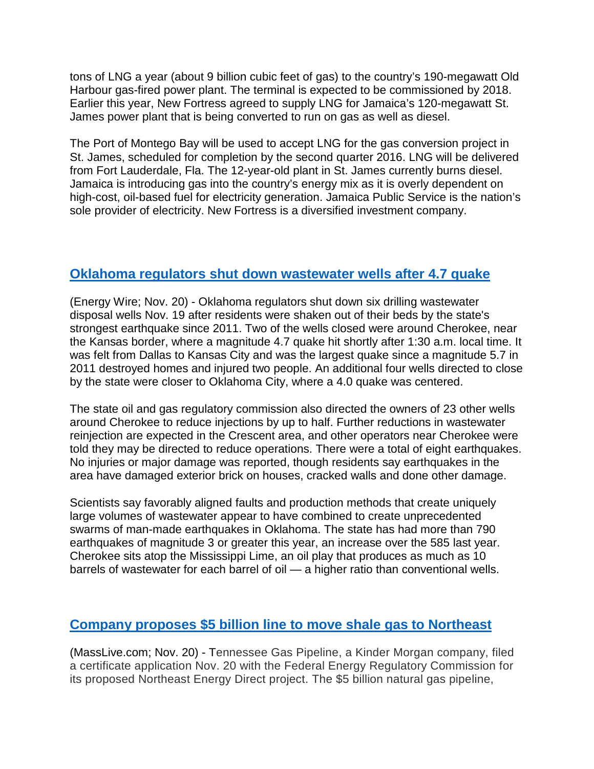tons of LNG a year (about 9 billion cubic feet of gas) to the country's 190-megawatt Old Harbour gas-fired power plant. The terminal is expected to be commissioned by 2018. Earlier this year, New Fortress agreed to supply LNG for Jamaica's 120-megawatt St. James power plant that is being converted to run on gas as well as diesel.

The Port of Montego Bay will be used to accept LNG for the gas conversion project in St. James, scheduled for completion by the second quarter 2016. LNG will be delivered from Fort Lauderdale, Fla. The 12-year-old plant in St. James currently burns diesel. Jamaica is introducing gas into the country's energy mix as it is overly dependent on high-cost, oil-based fuel for electricity generation. Jamaica Public Service is the nation's sole provider of electricity. New Fortress is a diversified investment company.

## Oklahoma regulators shut down wastewater wells after 4.7 quake

(Energy Wire; Nov. 20) - Oklahoma regulators shut down six drilling wastewater disposal wells Nov. 19 after residents were shaken out of their beds by the state's strongest earthquake since 2011. Two of the wells closed were around Cherokee, near the Kansas border, where a magnitude 4.7 quake hit shortly after 1:30 a.m. local time. It was felt from Dallas to Kansas City and was the largest quake since a magnitude 5.7 in 2011 destroyed homes and injured two people. An additional four wells directed to close by the state were closer to Oklahoma City, where a 4.0 quake was centered.

The state oil and gas regulatory commission also directed the owners of 23 other wells around Cherokee to reduce injections by up to half. Further reductions in wastewater reinjection are expected in the Crescent area, and other operators near Cherokee were told they may be directed to reduce operations. There were a total of eight earthquakes. No injuries or major damage was reported, though residents say earthquakes in the area have damaged exterior brick on houses, cracked walls and done other damage.

Scientists say favorably aligned faults and production methods that create uniquely large volumes of wastewater appear to have combined to create unprecedented swarms of man-made earthquakes in Oklahoma. The state has had more than 790 earthquakes of magnitude 3 or greater this year, an increase over the 585 last year. Cherokee sits atop the Mississippi Lime, an oil play that produces as much as 10 barrels of wastewater for each barrel of oil — a higher ratio than conventional wells.

## Company proposes $5 billion line to move shale gas to Northeast

(MassLive.com; Nov. 20) - Tennessee Gas Pipeline, a Kinder Morgan company, filed a certificate application Nov. 20 with the Federal Energy Regulatory Commission for its proposed Northeast Energy Direct project. The $5 billion natural gas pipeline,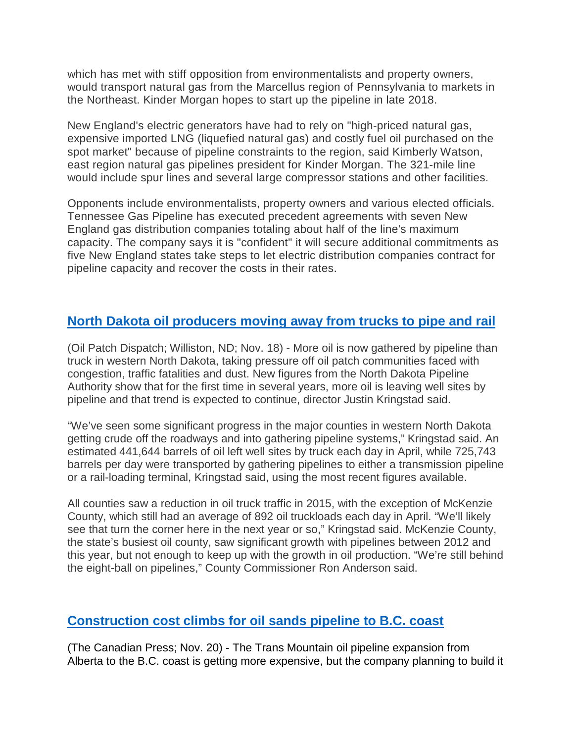which has met with stiff opposition from environmentalists and property owners, would transport natural gas from the Marcellus region of Pennsylvania to markets in the Northeast. Kinder Morgan hopes to start up the pipeline in late 2018.

New England's electric generators have had to rely on "high-priced natural gas, expensive imported LNG (liquefied natural gas) and costly fuel oil purchased on the spot market" because of pipeline constraints to the region, said Kimberly Watson, east region natural gas pipelines president for Kinder Morgan. The 321-mile line would include spur lines and several large compressor stations and other facilities.

Opponents include environmentalists, property owners and various elected officials. Tennessee Gas Pipeline has executed precedent agreements with seven New England gas distribution companies totaling about half of the line's maximum capacity. The company says it is "confident" it will secure additional commitments as five New England states take steps to let electric distribution companies contract for pipeline capacity and recover the costs in their rates.

## North Dakota oil producers moving away from trucks to pipe and rail

(Oil Patch Dispatch; Williston, ND; Nov. 18) - More oil is now gathered by pipeline than truck in western North Dakota, taking pressure off oil patch communities faced with congestion, traffic fatalities and dust. New figures from the North Dakota Pipeline Authority show that for the first time in several years, more oil is leaving well sites by pipeline and that trend is expected to continue, director Justin Kringstad said.

“We’ve seen some significant progress in the major counties in western North Dakota getting crude off the roadways and into gathering pipeline systems,” Kringstad said. An estimated 441,644 barrels of oil left well sites by truck each day in April, while 725,743 barrels per day were transported by gathering pipelines to either a transmission pipeline or a rail-loading terminal, Kringstad said, using the most recent figures available.

All counties saw a reduction in oil truck traffic in 2015, with the exception of McKenzie County, which still had an average of 892 oil truckloads each day in April. “We’ll likely see that turn the corner here in the next year or so,” Kringstad said. McKenzie County, the state’s busiest oil county, saw significant growth with pipelines between 2012 and this year, but not enough to keep up with the growth in oil production. “We’re still behind the eight-ball on pipelines,” County Commissioner Ron Anderson said.

## Construction cost climbs for oil sands pipeline to B.C. coast

(The Canadian Press; Nov. 20) - The Trans Mountain oil pipeline expansion from Alberta to the B.C. coast is getting more expensive, but the company planning to build it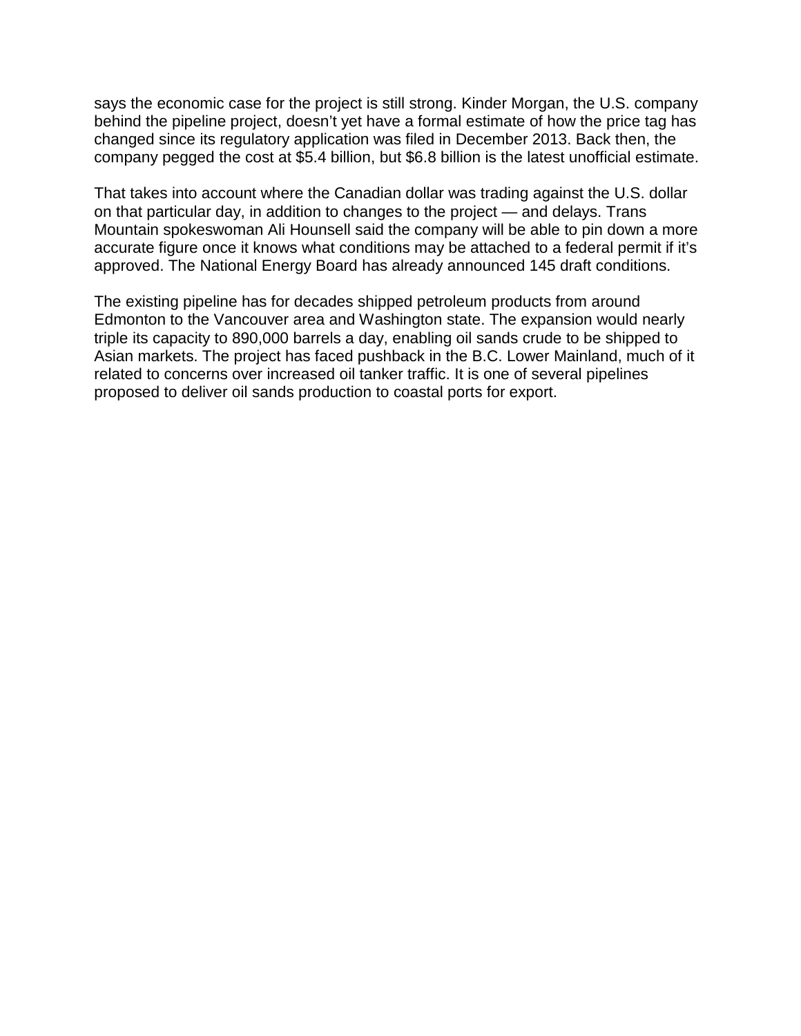says the economic case for the project is still strong. Kinder Morgan, the U.S. company behind the pipeline project, doesn’t yet have a formal estimate of how the price tag has changed since its regulatory application was filed in December 2013. Back then, the company pegged the cost at $5.4 billion, but $6.8 billion is the latest unofficial estimate.

That takes into account where the Canadian dollar was trading against the U.S. dollar on that particular day, in addition to changes to the project — and delays. Trans Mountain spokeswoman Ali Hounsell said the company will be able to pin down a more accurate figure once it knows what conditions may be attached to a federal permit if it’s approved. The National Energy Board has already announced 145 draft conditions.

The existing pipeline has for decades shipped petroleum products from around Edmonton to the Vancouver area and Washington state. The expansion would nearly triple its capacity to 890,000 barrels a day, enabling oil sands crude to be shipped to Asian markets. The project has faced pushback in the B.C. Lower Mainland, much of it related to concerns over increased oil tanker traffic. It is one of several pipelines proposed to deliver oil sands production to coastal ports for export.